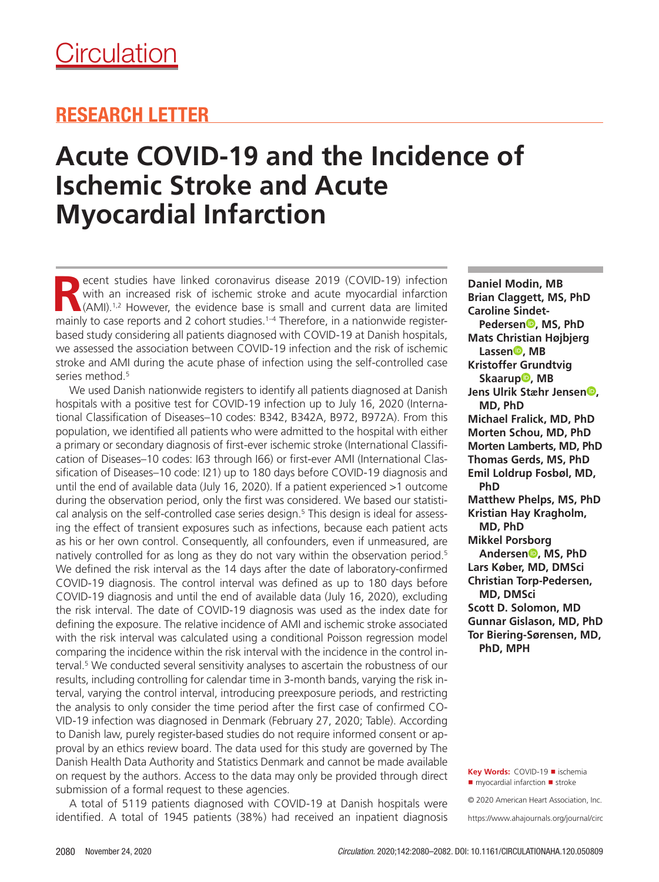Circulation

## RESEARCH LETTER

# Acute COVID-19 and the Incidence of Ischemic Stroke and Acute Myocardial Infarction

Recent studies have linked coronavirus disease 2019 (COVID-19) infection with an increased risk of ischemic stroke and acute myocardial infarction (AMI).[1,2] However, the evidence base is small and current data are limited mainly to case reports and 2 cohort studies.[1–4] Therefore, in a nationwide register-based study considering all patients diagnosed with COVID-19 at Danish hospitals, we assessed the association between COVID-19 infection and the risk of ischemic stroke and AMI during the acute phase of infection using the self-controlled case series method.[5]

We used Danish nationwide registers to identify all patients diagnosed at Danish hospitals with a positive test for COVID-19 infection up to July 16, 2020 (International Classification of Diseases–10 codes: B342, B342A, B972, B972A). From this population, we identified all patients who were admitted to the hospital with either a primary or secondary diagnosis of first-ever ischemic stroke (International Classification of Diseases–10 codes: I63 through I66) or first-ever AMI (International Classification of Diseases–10 code: I21) up to 180 days before COVID-19 diagnosis and until the end of available data (July 16, 2020). If a patient experienced >1 outcome during the observation period, only the first was considered. We based our statistical analysis on the self-controlled case series design.[5] This design is ideal for assessing the effect of transient exposures such as infections, because each patient acts as his or her own control. Consequently, all confounders, even if unmeasured, are natively controlled for as long as they do not vary within the observation period.[5] We defined the risk interval as the 14 days after the date of laboratory-confirmed COVID-19 diagnosis. The control interval was defined as up to 180 days before COVID-19 diagnosis and until the end of available data (July 16, 2020), excluding the risk interval. The date of COVID-19 diagnosis was used as the index date for defining the exposure. The relative incidence of AMI and ischemic stroke associated with the risk interval was calculated using a conditional Poisson regression model comparing the incidence within the risk interval with the incidence in the control interval.[5] We conducted several sensitivity analyses to ascertain the robustness of our results, including controlling for calendar time in 3-month bands, varying the risk interval, varying the control interval, introducing preexposure periods, and restricting the analysis to only consider the time period after the first case of confirmed COVID-19 infection was diagnosed in Denmark (February 27, 2020; Table). According to Danish law, purely register-based studies do not require informed consent or approval by an ethics review board. The data used for this study are governed by The Danish Health Data Authority and Statistics Denmark and cannot be made available on request by the authors. Access to the data may only be provided through direct submission of a formal request to these agencies.

A total of 5119 patients diagnosed with COVID-19 at Danish hospitals were identified. A total of 1945 patients (38%) had received an inpatient diagnosis

**Daniel Modin, MB**
**Brian Claggett, MS, PhD**
**Caroline Sindet-Pedersen, MS, PhD**
**Mats Christian Højbjerg Lassen, MB**
**Kristoffer Grundtvig Skaarup, MB**
**Jens Ulrik Stæhr Jensen, MD, PhD**
**Michael Fralick, MD, PhD**
**Morten Schou, MD, PhD**
**Morten Lamberts, MD, PhD**
**Thomas Gerds, MS, PhD**
**Emil Loldrup Fosbøl, MD, PhD**
**Matthew Phelps, MS, PhD**
**Kristian Hay Kragholm, MD, PhD**
**Mikkel Porsborg Andersen, MS, PhD**
**Lars Køber, MD, DMSci**
**Christian Torp-Pedersen, MD, DMSci**
**Scott D. Solomon, MD**
**Gunnar Gislason, MD, PhD**
**Tor Biering-Sørensen, MD, PhD, MPH**

**Key Words:** COVID-19 ■ ischemia ■ myocardial infarction ■ stroke

© 2020 American Heart Association, Inc.

https://www.ahajournals.org/journal/circ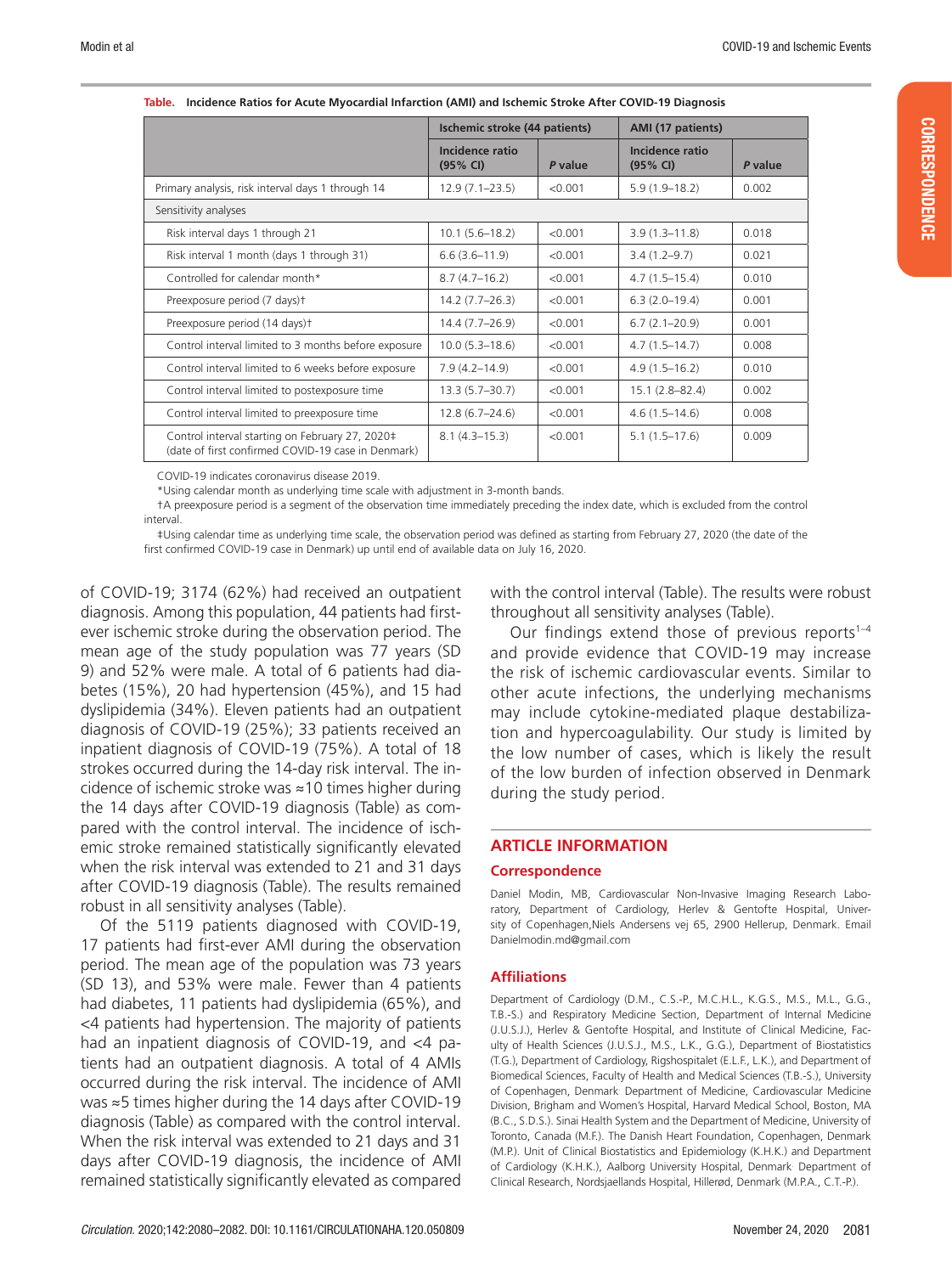**Table. Incidence Ratios for Acute Myocardial Infarction (AMI) and Ischemic Stroke After COVID-19 Diagnosis**

| | Ischemic stroke (44 patients) | | AMI (17 patients) | |
|---|---|---|---|---|
| | Incidence ratio (95% CI) | *P* value | Incidence ratio (95% CI) | *P* value |
| Primary analysis, risk interval days 1 through 14 | 12.9 (7.1–23.5) | <0.001 | 5.9 (1.9–18.2) | 0.002 |
| Sensitivity analyses | | | | |
| Risk interval days 1 through 21 | 10.1 (5.6–18.2) | <0.001 | 3.9 (1.3–11.8) | 0.018 |
| Risk interval 1 month (days 1 through 31) | 6.6 (3.6–11.9) | <0.001 | 3.4 (1.2–9.7) | 0.021 |
| Controlled for calendar month* | 8.7 (4.7–16.2) | <0.001 | 4.7 (1.5–15.4) | 0.010 |
| Preexposure period (7 days)† | 14.2 (7.7–26.3) | <0.001 | 6.3 (2.0–19.4) | 0.001 |
| Preexposure period (14 days)† | 14.4 (7.7–26.9) | <0.001 | 6.7 (2.1–20.9) | 0.001 |
| Control interval limited to 3 months before exposure | 10.0 (5.3–18.6) | <0.001 | 4.7 (1.5–14.7) | 0.008 |
| Control interval limited to 6 weeks before exposure | 7.9 (4.2–14.9) | <0.001 | 4.9 (1.5–16.2) | 0.010 |
| Control interval limited to postexposure time | 13.3 (5.7–30.7) | <0.001 | 15.1 (2.8–82.4) | 0.002 |
| Control interval limited to preexposure time | 12.8 (6.7–24.6) | <0.001 | 4.6 (1.5–14.6) | 0.008 |
| Control interval starting on February 27, 2020‡ (date of first confirmed COVID-19 case in Denmark) | 8.1 (4.3–15.3) | <0.001 | 5.1 (1.5–17.6) | 0.009 |

COVID-19 indicates coronavirus disease 2019.

*Using calendar month as underlying time scale with adjustment in 3-month bands.

†A preexposure period is a segment of the observation time immediately preceding the index date, which is excluded from the control interval.

‡Using calendar time as underlying time scale, the observation period was defined as starting from February 27, 2020 (the date of the first confirmed COVID-19 case in Denmark) up until end of available data on July 16, 2020.

of COVID-19; 3174 (62%) had received an outpatient diagnosis. Among this population, 44 patients had first-ever ischemic stroke during the observation period. The mean age of the study population was 77 years (SD 9) and 52% were male. A total of 6 patients had diabetes (15%), 20 had hypertension (45%), and 15 had dyslipidemia (34%). Eleven patients had an outpatient diagnosis of COVID-19 (25%); 33 patients received an inpatient diagnosis of COVID-19 (75%). A total of 18 strokes occurred during the 14-day risk interval. The incidence of ischemic stroke was ≈10 times higher during the 14 days after COVID-19 diagnosis (Table) as compared with the control interval. The incidence of ischemic stroke remained statistically significantly elevated when the risk interval was extended to 21 and 31 days after COVID-19 diagnosis (Table). The results remained robust in all sensitivity analyses (Table).

Of the 5119 patients diagnosed with COVID-19, 17 patients had first-ever AMI during the observation period. The mean age of the population was 73 years (SD 13), and 53% were male. Fewer than 4 patients had diabetes, 11 patients had dyslipidemia (65%), and <4 patients had hypertension. The majority of patients had an inpatient diagnosis of COVID-19, and <4 patients had an outpatient diagnosis. A total of 4 AMIs occurred during the risk interval. The incidence of AMI was ≈5 times higher during the 14 days after COVID-19 diagnosis (Table) as compared with the control interval. When the risk interval was extended to 21 days and 31 days after COVID-19 diagnosis, the incidence of AMI remained statistically significantly elevated as compared with the control interval (Table). The results were robust throughout all sensitivity analyses (Table).

Our findings extend those of previous reports[1–4] and provide evidence that COVID-19 may increase the risk of ischemic cardiovascular events. Similar to other acute infections, the underlying mechanisms may include cytokine-mediated plaque destabilization and hypercoagulability. Our study is limited by the low number of cases, which is likely the result of the low burden of infection observed in Denmark during the study period.

## ARTICLE INFORMATION

### Correspondence

Daniel Modin, MB, Cardiovascular Non-Invasive Imaging Research Laboratory, Department of Cardiology, Herlev & Gentofte Hospital, University of Copenhagen,Niels Andersens vej 65, 2900 Hellerup, Denmark. Email Danielmodin.md@gmail.com

### Affiliations

Department of Cardiology (D.M., C.S.-P., M.C.H.L., K.G.S., M.S., M.L., G.G., T.B.-S.) and Respiratory Medicine Section, Department of Internal Medicine (J.U.S.J.), Herlev & Gentofte Hospital, and Institute of Clinical Medicine, Faculty of Health Sciences (J.U.S.J., M.S., L.K., G.G.), Department of Biostatistics (T.G.), Department of Cardiology, Rigshospitalet (E.L.F., L.K.), and Department of Biomedical Sciences, Faculty of Health and Medical Sciences (T.B.-S.), University of Copenhagen, Denmark. Department of Medicine, Cardiovascular Medicine Division, Brigham and Women's Hospital, Harvard Medical School, Boston, MA (B.C., S.D.S.). Sinai Health System and the Department of Medicine, University of Toronto, Canada (M.F.). The Danish Heart Foundation, Copenhagen, Denmark (M.P.). Unit of Clinical Biostatistics and Epidemiology (K.H.K.) and Department of Cardiology (K.H.K.), Aalborg University Hospital, Denmark. Department of Clinical Research, Nordsjaellands Hospital, Hillerød, Denmark (M.P.A., C.T.-P.).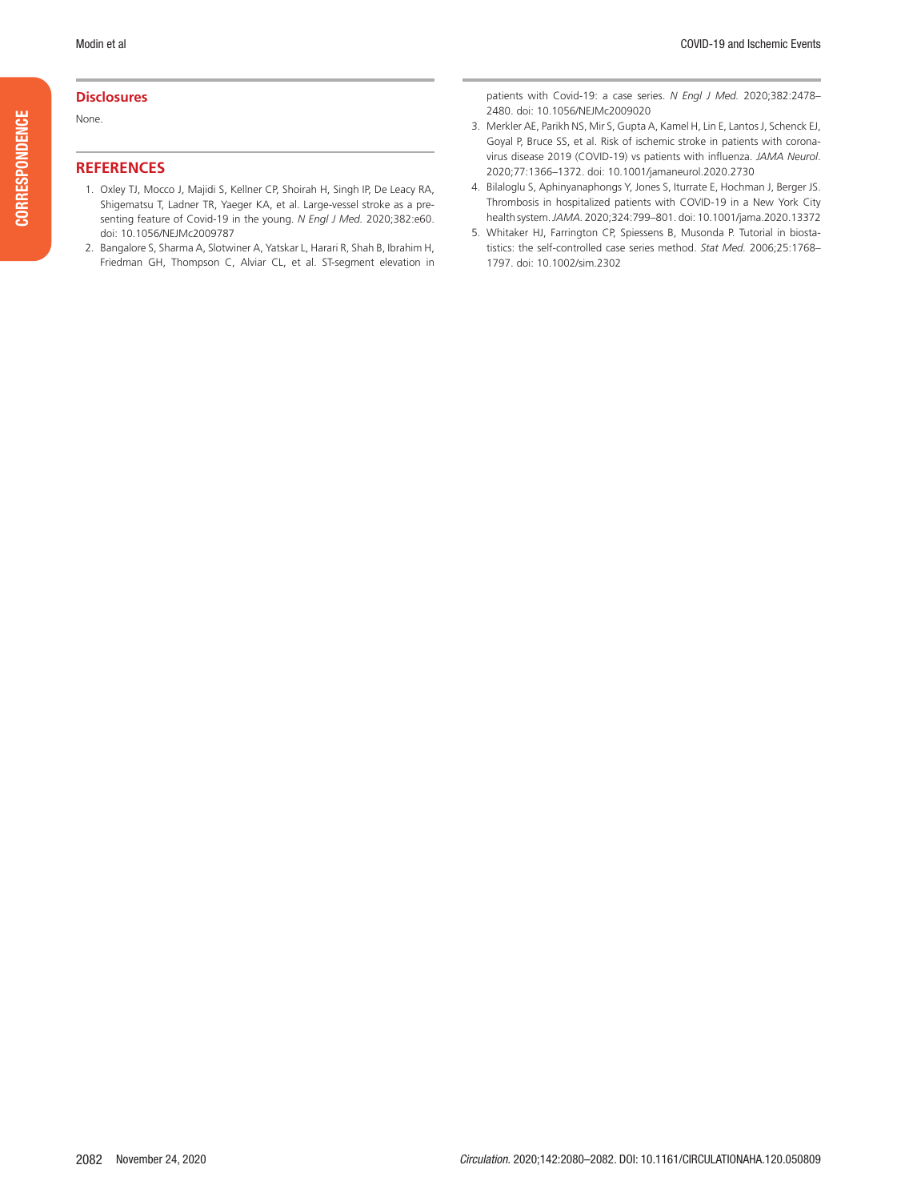## Disclosures

None.

## REFERENCES

1. Oxley TJ, Mocco J, Majidi S, Kellner CP, Shoirah H, Singh IP, De Leacy RA, Shigematsu T, Ladner TR, Yaeger KA, et al. Large-vessel stroke as a presenting feature of Covid-19 in the young. *N Engl J Med*. 2020;382:e60. doi: 10.1056/NEJMc2009787
2. Bangalore S, Sharma A, Slotwiner A, Yatskar L, Harari R, Shah B, Ibrahim H, Friedman GH, Thompson C, Alviar CL, et al. ST-segment elevation in patients with Covid-19: a case series. *N Engl J Med*. 2020;382:2478–2480. doi: 10.1056/NEJMc2009020
3. Merkler AE, Parikh NS, Mir S, Gupta A, Kamel H, Lin E, Lantos J, Schenck EJ, Goyal P, Bruce SS, et al. Risk of ischemic stroke in patients with coronavirus disease 2019 (COVID-19) vs patients with influenza. *JAMA Neurol*. 2020;77:1366–1372. doi: 10.1001/jamaneurol.2020.2730
4. Bilaloglu S, Aphinyanaphongs Y, Jones S, Iturrate E, Hochman J, Berger JS. Thrombosis in hospitalized patients with COVID-19 in a New York City health system. *JAMA*. 2020;324:799–801. doi: 10.1001/jama.2020.13372
5. Whitaker HJ, Farrington CP, Spiessens B, Musonda P. Tutorial in biostatistics: the self-controlled case series method. *Stat Med*. 2006;25:1768–1797. doi: 10.1002/sim.2302